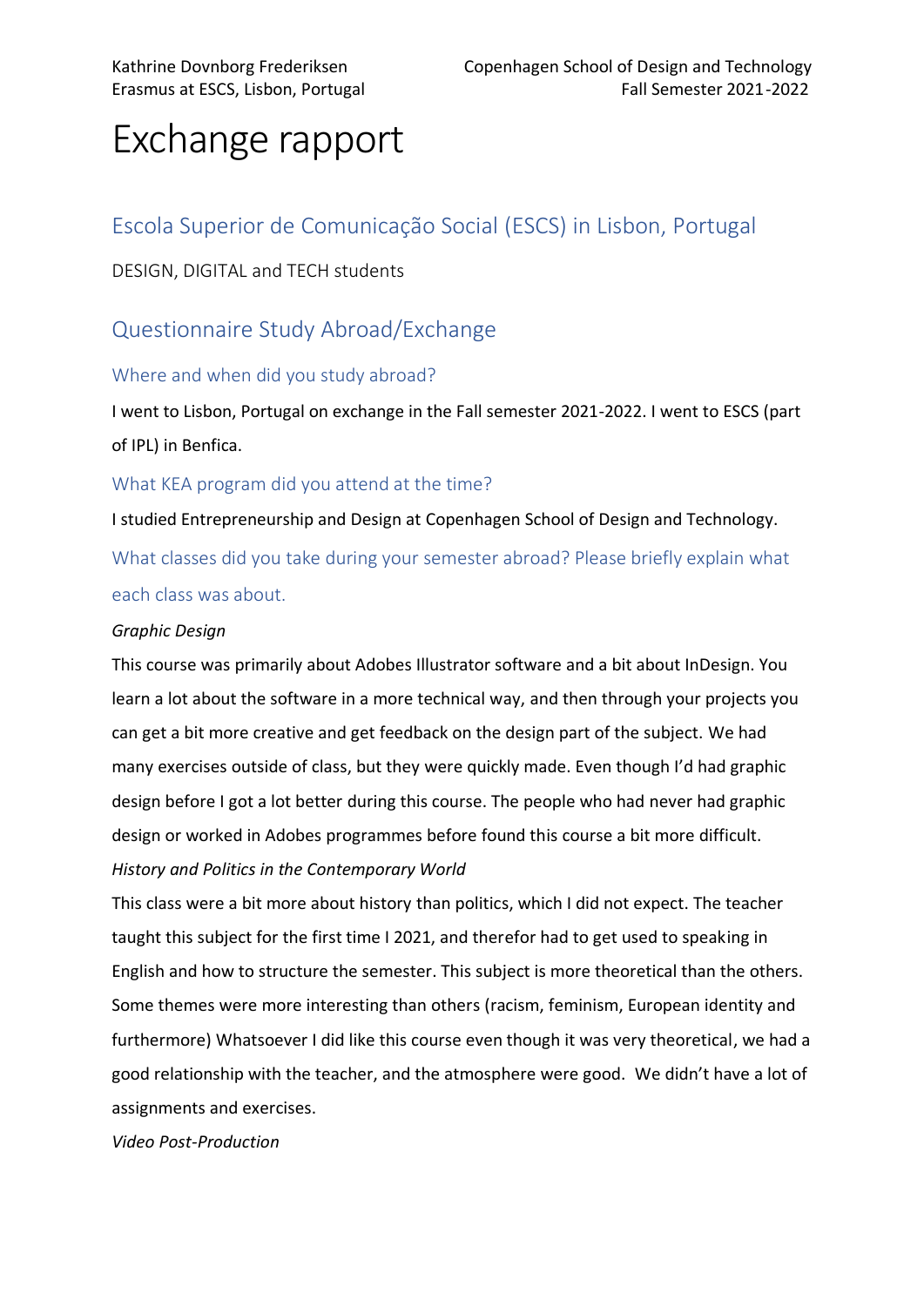Kathrine Dovnborg Frederiksen
Erasmus at ESCS, Lisbon, Portugal

Copenhagen School of Design and Technology
Fall Semester 2021-2022

# Exchange rapport

## Escola Superior de Comunicação Social (ESCS) in Lisbon, Portugal

DESIGN, DIGITAL and TECH students

## Questionnaire Study Abroad/Exchange

### Where and when did you study abroad?

I went to Lisbon, Portugal on exchange in the Fall semester 2021-2022. I went to ESCS (part of IPL) in Benfica.

### What KEA program did you attend at the time?

I studied Entrepreneurship and Design at Copenhagen School of Design and Technology.

### What classes did you take during your semester abroad? Please briefly explain what each class was about.

*Graphic Design*

This course was primarily about Adobes Illustrator software and a bit about InDesign. You learn a lot about the software in a more technical way, and then through your projects you can get a bit more creative and get feedback on the design part of the subject. We had many exercises outside of class, but they were quickly made. Even though I'd had graphic design before I got a lot better during this course. The people who had never had graphic design or worked in Adobes programmes before found this course a bit more difficult.

*History and Politics in the Contemporary World*

This class were a bit more about history than politics, which I did not expect. The teacher taught this subject for the first time I 2021, and therefor had to get used to speaking in English and how to structure the semester. This subject is more theoretical than the others. Some themes were more interesting than others (racism, feminism, European identity and furthermore) Whatsoever I did like this course even though it was very theoretical, we had a good relationship with the teacher, and the atmosphere were good. We didn't have a lot of assignments and exercises.

*Video Post-Production*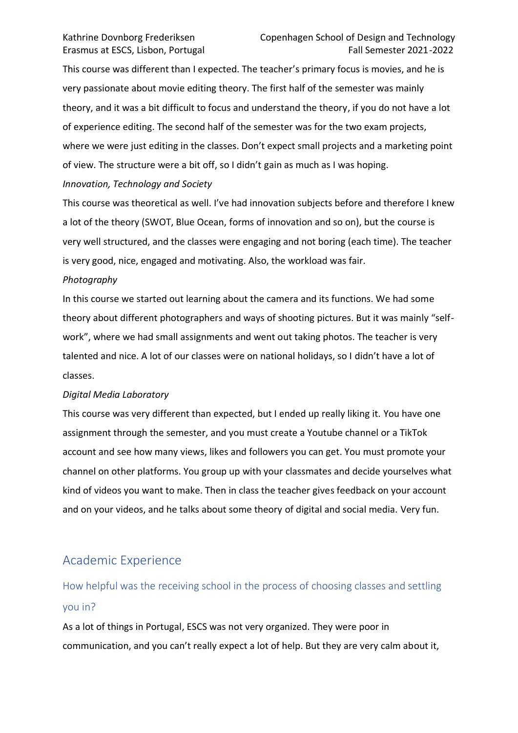This course was different than I expected. The teacher's primary focus is movies, and he is very passionate about movie editing theory. The first half of the semester was mainly theory, and it was a bit difficult to focus and understand the theory, if you do not have a lot of experience editing. The second half of the semester was for the two exam projects, where we were just editing in the classes. Don't expect small projects and a marketing point of view. The structure were a bit off, so I didn't gain as much as I was hoping.

*Innovation, Technology and Society*

This course was theoretical as well. I've had innovation subjects before and therefore I knew a lot of the theory (SWOT, Blue Ocean, forms of innovation and so on), but the course is very well structured, and the classes were engaging and not boring (each time). The teacher is very good, nice, engaged and motivating. Also, the workload was fair.

*Photography*

In this course we started out learning about the camera and its functions. We had some theory about different photographers and ways of shooting pictures. But it was mainly "self-work", where we had small assignments and went out taking photos. The teacher is very talented and nice. A lot of our classes were on national holidays, so I didn't have a lot of classes.

*Digital Media Laboratory*

This course was very different than expected, but I ended up really liking it. You have one assignment through the semester, and you must create a Youtube channel or a TikTok account and see how many views, likes and followers you can get. You must promote your channel on other platforms. You group up with your classmates and decide yourselves what kind of videos you want to make. Then in class the teacher gives feedback on your account and on your videos, and he talks about some theory of digital and social media. Very fun.

## Academic Experience

### How helpful was the receiving school in the process of choosing classes and settling you in?

As a lot of things in Portugal, ESCS was not very organized. They were poor in communication, and you can't really expect a lot of help. But they are very calm about it,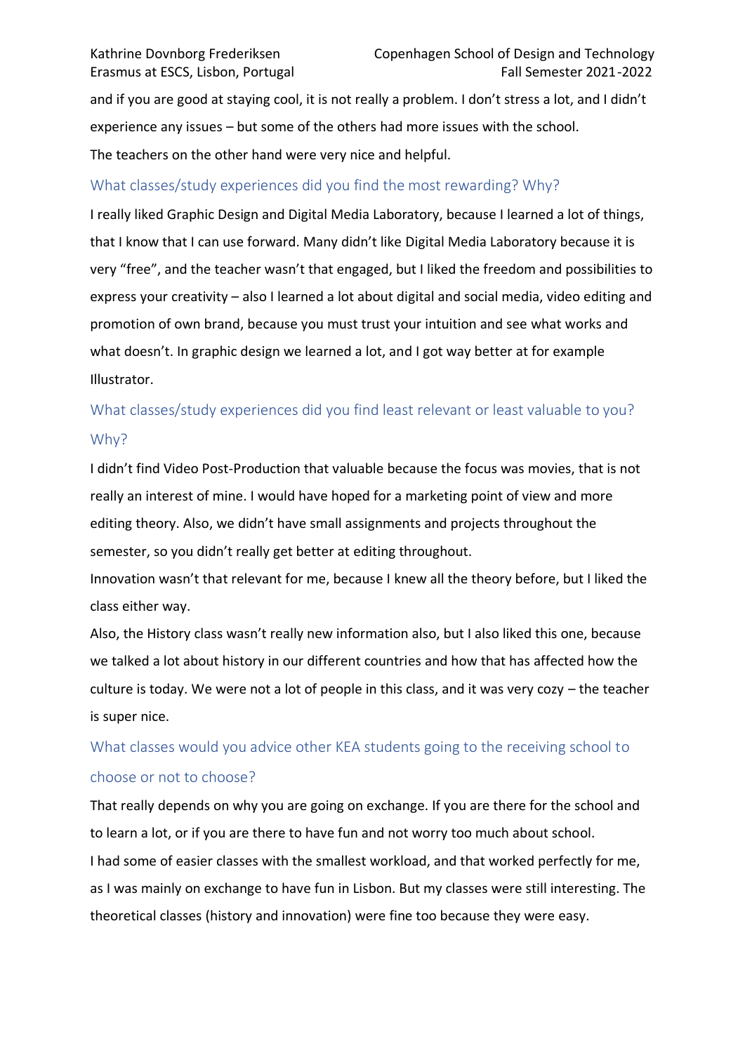and if you are good at staying cool, it is not really a problem. I don't stress a lot, and I didn't experience any issues – but some of the others had more issues with the school.
The teachers on the other hand were very nice and helpful.

## What classes/study experiences did you find the most rewarding? Why?

I really liked Graphic Design and Digital Media Laboratory, because I learned a lot of things, that I know that I can use forward. Many didn't like Digital Media Laboratory because it is very "free", and the teacher wasn't that engaged, but I liked the freedom and possibilities to express your creativity – also I learned a lot about digital and social media, video editing and promotion of own brand, because you must trust your intuition and see what works and what doesn't. In graphic design we learned a lot, and I got way better at for example Illustrator.

## What classes/study experiences did you find least relevant or least valuable to you? Why?

I didn't find Video Post-Production that valuable because the focus was movies, that is not really an interest of mine. I would have hoped for a marketing point of view and more editing theory. Also, we didn't have small assignments and projects throughout the semester, so you didn't really get better at editing throughout.
Innovation wasn't that relevant for me, because I knew all the theory before, but I liked the class either way.
Also, the History class wasn't really new information also, but I also liked this one, because we talked a lot about history in our different countries and how that has affected how the culture is today. We were not a lot of people in this class, and it was very cozy – the teacher is super nice.

## What classes would you advice other KEA students going to the receiving school to choose or not to choose?

That really depends on why you are going on exchange. If you are there for the school and to learn a lot, or if you are there to have fun and not worry too much about school.
I had some of easier classes with the smallest workload, and that worked perfectly for me, as I was mainly on exchange to have fun in Lisbon. But my classes were still interesting. The theoretical classes (history and innovation) were fine too because they were easy.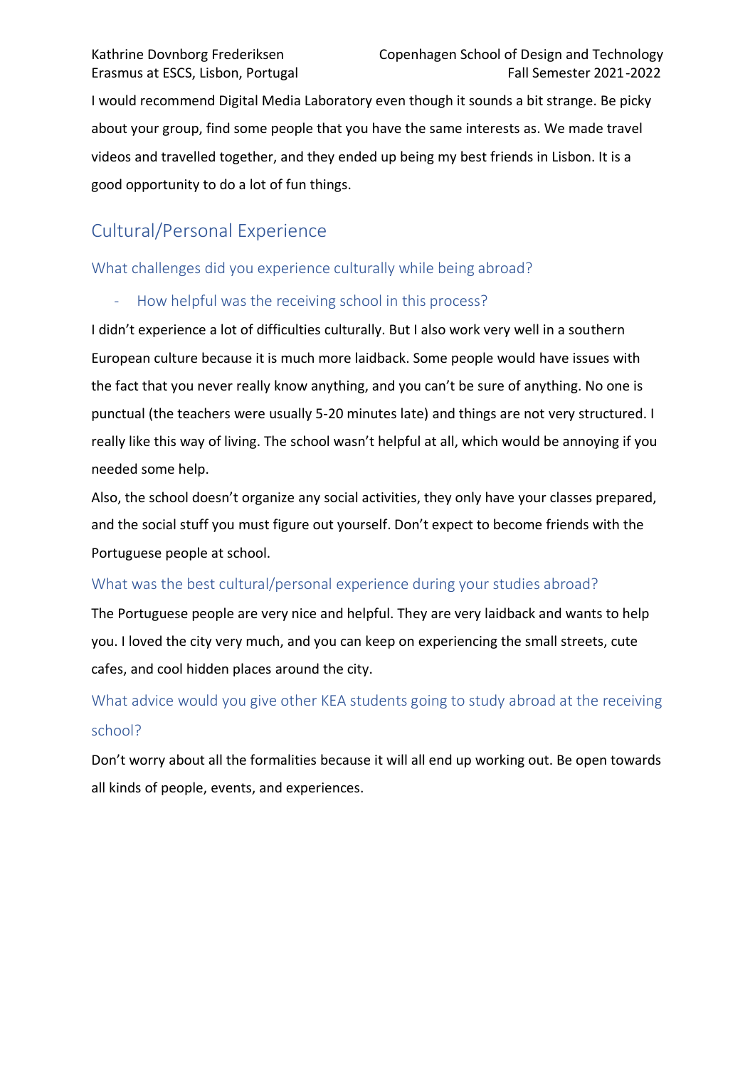I would recommend Digital Media Laboratory even though it sounds a bit strange. Be picky about your group, find some people that you have the same interests as. We made travel videos and travelled together, and they ended up being my best friends in Lisbon. It is a good opportunity to do a lot of fun things.

## Cultural/Personal Experience

### What challenges did you experience culturally while being abroad?

- How helpful was the receiving school in this process?

I didn't experience a lot of difficulties culturally. But I also work very well in a southern European culture because it is much more laidback. Some people would have issues with the fact that you never really know anything, and you can't be sure of anything. No one is punctual (the teachers were usually 5-20 minutes late) and things are not very structured. I really like this way of living. The school wasn't helpful at all, which would be annoying if you needed some help.

Also, the school doesn't organize any social activities, they only have your classes prepared, and the social stuff you must figure out yourself. Don't expect to become friends with the Portuguese people at school.

### What was the best cultural/personal experience during your studies abroad?

The Portuguese people are very nice and helpful. They are very laidback and wants to help you. I loved the city very much, and you can keep on experiencing the small streets, cute cafes, and cool hidden places around the city.

### What advice would you give other KEA students going to study abroad at the receiving school?

Don't worry about all the formalities because it will all end up working out. Be open towards all kinds of people, events, and experiences.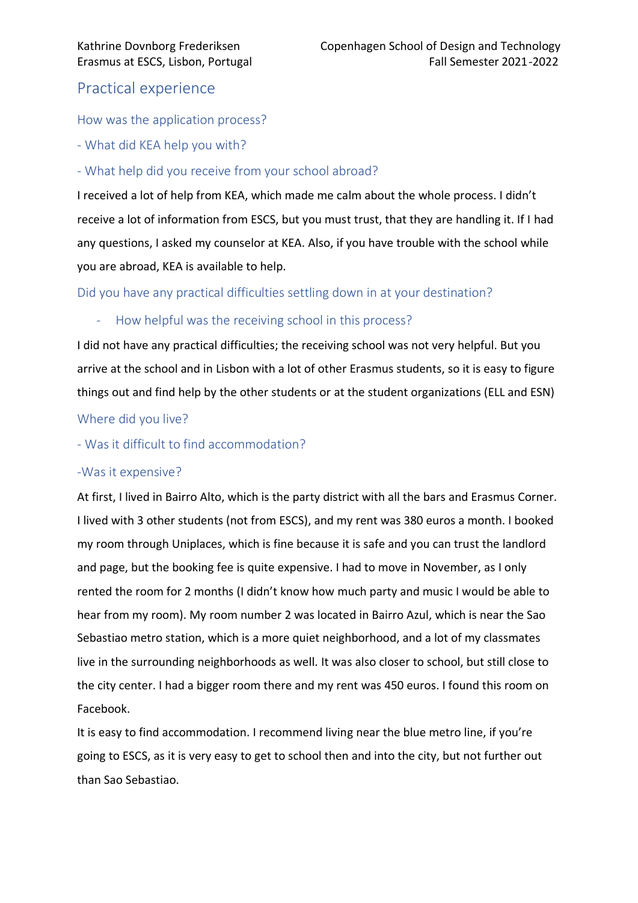## Practical experience

### How was the application process?

### - What did KEA help you with?

### - What help did you receive from your school abroad?

I received a lot of help from KEA, which made me calm about the whole process. I didn't receive a lot of information from ESCS, but you must trust, that they are handling it. If I had any questions, I asked my counselor at KEA. Also, if you have trouble with the school while you are abroad, KEA is available to help.

### Did you have any practical difficulties settling down in at your destination?

- ### How helpful was the receiving school in this process?

I did not have any practical difficulties; the receiving school was not very helpful. But you arrive at the school and in Lisbon with a lot of other Erasmus students, so it is easy to figure things out and find help by the other students or at the student organizations (ELL and ESN)

### Where did you live?

### - Was it difficult to find accommodation?

### -Was it expensive?

At first, I lived in Bairro Alto, which is the party district with all the bars and Erasmus Corner. I lived with 3 other students (not from ESCS), and my rent was 380 euros a month. I booked my room through Uniplaces, which is fine because it is safe and you can trust the landlord and page, but the booking fee is quite expensive. I had to move in November, as I only rented the room for 2 months (I didn't know how much party and music I would be able to hear from my room). My room number 2 was located in Bairro Azul, which is near the Sao Sebastiao metro station, which is a more quiet neighborhood, and a lot of my classmates live in the surrounding neighborhoods as well. It was also closer to school, but still close to the city center. I had a bigger room there and my rent was 450 euros. I found this room on Facebook.

It is easy to find accommodation. I recommend living near the blue metro line, if you're going to ESCS, as it is very easy to get to school then and into the city, but not further out than Sao Sebastiao.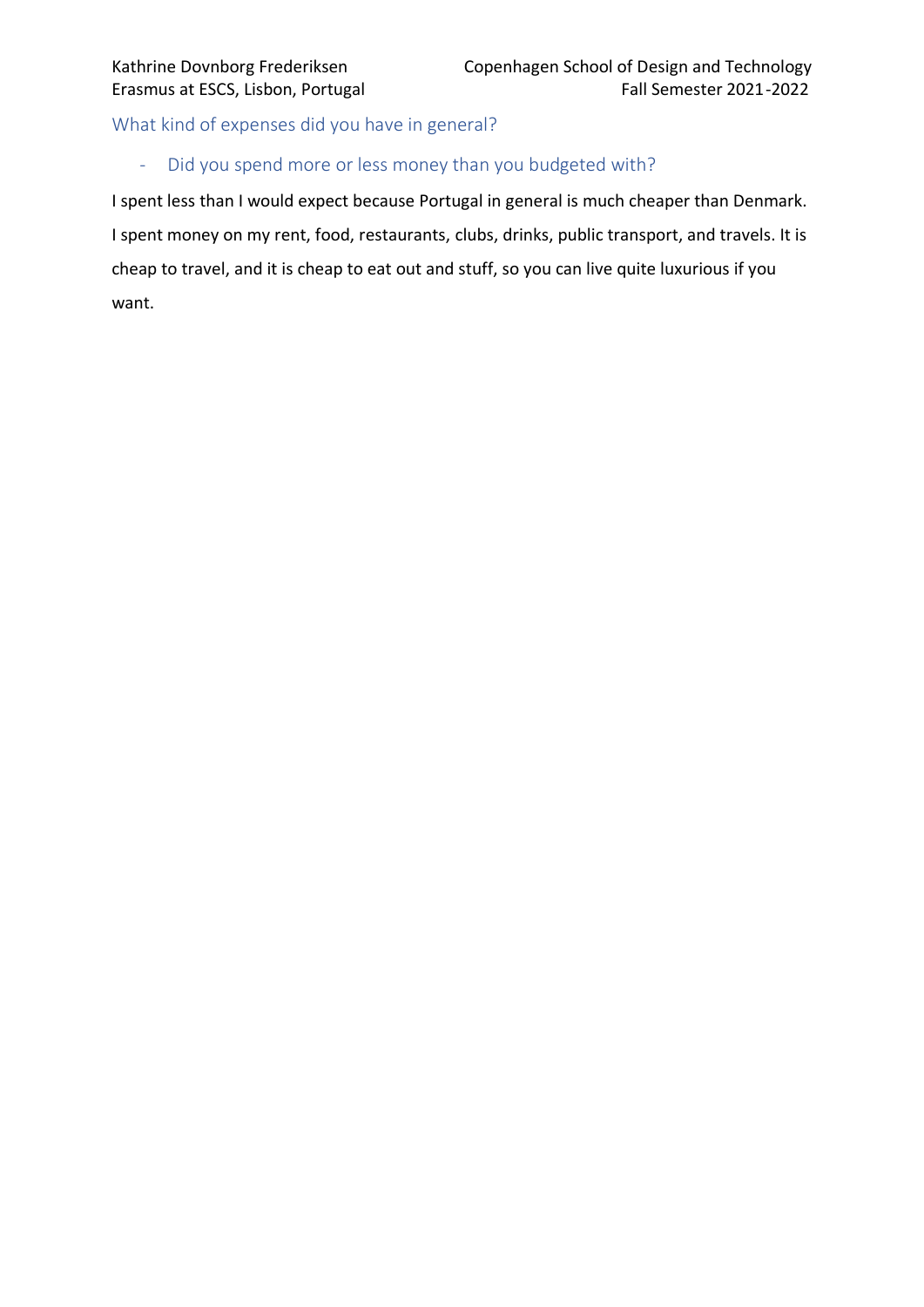## What kind of expenses did you have in general?

- Did you spend more or less money than you budgeted with?

I spent less than I would expect because Portugal in general is much cheaper than Denmark. I spent money on my rent, food, restaurants, clubs, drinks, public transport, and travels. It is cheap to travel, and it is cheap to eat out and stuff, so you can live quite luxurious if you want.